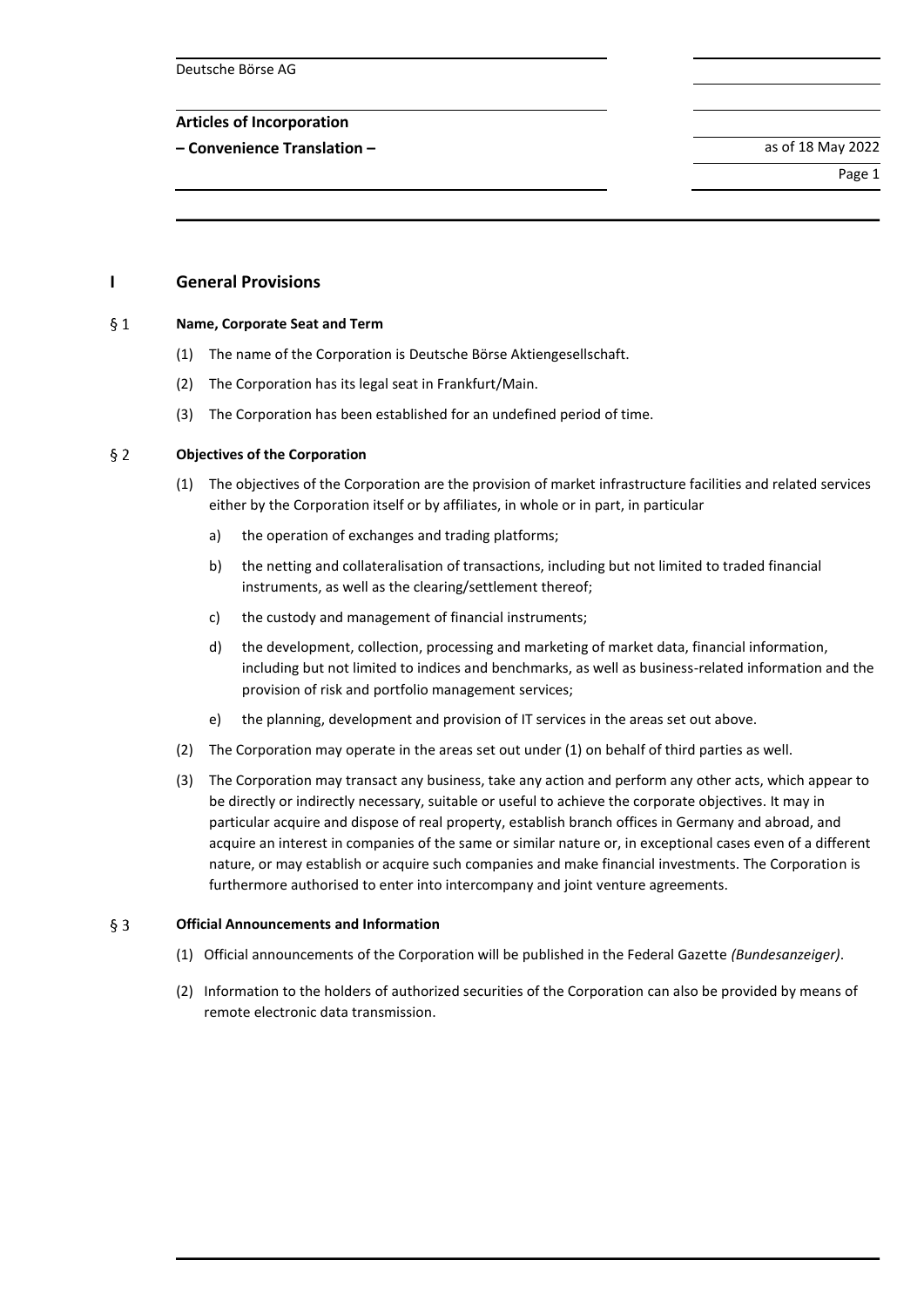Deutsche Börse AG

**Articles of Incorporation**

**– Convenience Translation –**

as of 18 May 2022

# I General Provisions

## § 1 Name, Corporate Seat and Term

(1) The name of the Corporation is Deutsche Börse Aktiengesellschaft.

(2) The Corporation has its legal seat in Frankfurt/Main.

(3) The Corporation has been established for an undefined period of time.

## § 2 Objectives of the Corporation

(1) The objectives of the Corporation are the provision of market infrastructure facilities and related services either by the Corporation itself or by affiliates, in whole or in part, in particular

a) the operation of exchanges and trading platforms;

b) the netting and collateralisation of transactions, including but not limited to traded financial instruments, as well as the clearing/settlement thereof;

c) the custody and management of financial instruments;

d) the development, collection, processing and marketing of market data, financial information, including but not limited to indices and benchmarks, as well as business-related information and the provision of risk and portfolio management services;

e) the planning, development and provision of IT services in the areas set out above.

(2) The Corporation may operate in the areas set out under (1) on behalf of third parties as well.

(3) The Corporation may transact any business, take any action and perform any other acts, which appear to be directly or indirectly necessary, suitable or useful to achieve the corporate objectives. It may in particular acquire and dispose of real property, establish branch offices in Germany and abroad, and acquire an interest in companies of the same or similar nature or, in exceptional cases even of a different nature, or may establish or acquire such companies and make financial investments. The Corporation is furthermore authorised to enter into intercompany and joint venture agreements.

## § 3 Official Announcements and Information

(1) Official announcements of the Corporation will be published in the Federal Gazette *(Bundesanzeiger)*.

(2) Information to the holders of authorized securities of the Corporation can also be provided by means of remote electronic data transmission.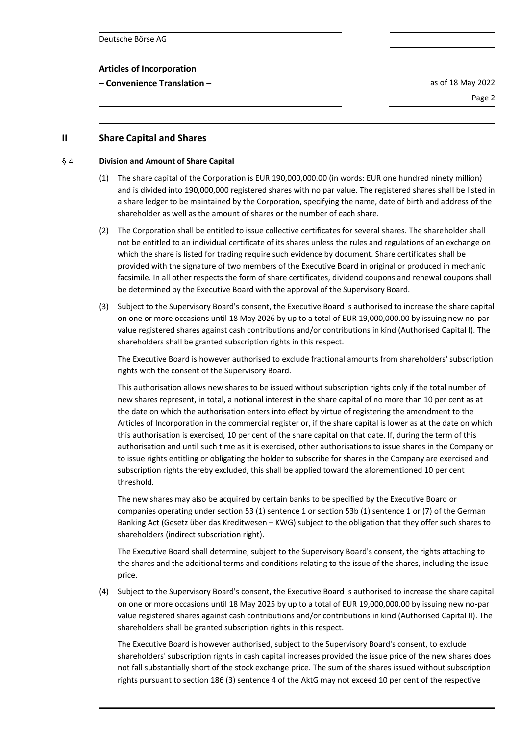## II Share Capital and Shares

### § 4 Division and Amount of Share Capital

(1) The share capital of the Corporation is EUR 190,000,000.00 (in words: EUR one hundred ninety million) and is divided into 190,000,000 registered shares with no par value. The registered shares shall be listed in a share ledger to be maintained by the Corporation, specifying the name, date of birth and address of the shareholder as well as the amount of shares or the number of each share.

(2) The Corporation shall be entitled to issue collective certificates for several shares. The shareholder shall not be entitled to an individual certificate of its shares unless the rules and regulations of an exchange on which the share is listed for trading require such evidence by document. Share certificates shall be provided with the signature of two members of the Executive Board in original or produced in mechanic facsimile. In all other respects the form of share certificates, dividend coupons and renewal coupons shall be determined by the Executive Board with the approval of the Supervisory Board.

(3) Subject to the Supervisory Board's consent, the Executive Board is authorised to increase the share capital on one or more occasions until 18 May 2026 by up to a total of EUR 19,000,000.00 by issuing new no-par value registered shares against cash contributions and/or contributions in kind (Authorised Capital I). The shareholders shall be granted subscription rights in this respect.

The Executive Board is however authorised to exclude fractional amounts from shareholders' subscription rights with the consent of the Supervisory Board.

This authorisation allows new shares to be issued without subscription rights only if the total number of new shares represent, in total, a notional interest in the share capital of no more than 10 per cent as at the date on which the authorisation enters into effect by virtue of registering the amendment to the Articles of Incorporation in the commercial register or, if the share capital is lower as at the date on which this authorisation is exercised, 10 per cent of the share capital on that date. If, during the term of this authorisation and until such time as it is exercised, other authorisations to issue shares in the Company or to issue rights entitling or obligating the holder to subscribe for shares in the Company are exercised and subscription rights thereby excluded, this shall be applied toward the aforementioned 10 per cent threshold.

The new shares may also be acquired by certain banks to be specified by the Executive Board or companies operating under section 53 (1) sentence 1 or section 53b (1) sentence 1 or (7) of the German Banking Act (Gesetz über das Kreditwesen – KWG) subject to the obligation that they offer such shares to shareholders (indirect subscription right).

The Executive Board shall determine, subject to the Supervisory Board's consent, the rights attaching to the shares and the additional terms and conditions relating to the issue of the shares, including the issue price.

(4) Subject to the Supervisory Board's consent, the Executive Board is authorised to increase the share capital on one or more occasions until 18 May 2025 by up to a total of EUR 19,000,000.00 by issuing new no-par value registered shares against cash contributions and/or contributions in kind (Authorised Capital II). The shareholders shall be granted subscription rights in this respect.

The Executive Board is however authorised, subject to the Supervisory Board's consent, to exclude shareholders' subscription rights in cash capital increases provided the issue price of the new shares does not fall substantially short of the stock exchange price. The sum of the shares issued without subscription rights pursuant to section 186 (3) sentence 4 of the AktG may not exceed 10 per cent of the respective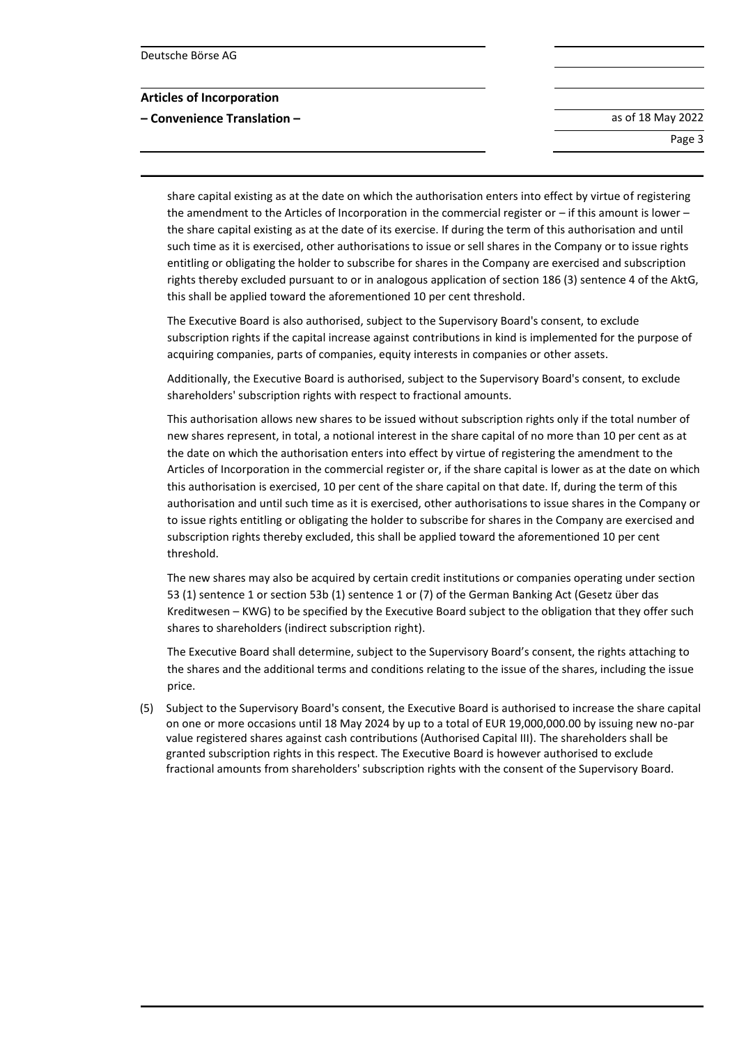share capital existing as at the date on which the authorisation enters into effect by virtue of registering the amendment to the Articles of Incorporation in the commercial register or – if this amount is lower – the share capital existing as at the date of its exercise. If during the term of this authorisation and until such time as it is exercised, other authorisations to issue or sell shares in the Company or to issue rights entitling or obligating the holder to subscribe for shares in the Company are exercised and subscription rights thereby excluded pursuant to or in analogous application of section 186 (3) sentence 4 of the AktG, this shall be applied toward the aforementioned 10 per cent threshold.

The Executive Board is also authorised, subject to the Supervisory Board's consent, to exclude subscription rights if the capital increase against contributions in kind is implemented for the purpose of acquiring companies, parts of companies, equity interests in companies or other assets.

Additionally, the Executive Board is authorised, subject to the Supervisory Board's consent, to exclude shareholders' subscription rights with respect to fractional amounts.

This authorisation allows new shares to be issued without subscription rights only if the total number of new shares represent, in total, a notional interest in the share capital of no more than 10 per cent as at the date on which the authorisation enters into effect by virtue of registering the amendment to the Articles of Incorporation in the commercial register or, if the share capital is lower as at the date on which this authorisation is exercised, 10 per cent of the share capital on that date. If, during the term of this authorisation and until such time as it is exercised, other authorisations to issue shares in the Company or to issue rights entitling or obligating the holder to subscribe for shares in the Company are exercised and subscription rights thereby excluded, this shall be applied toward the aforementioned 10 per cent threshold.

The new shares may also be acquired by certain credit institutions or companies operating under section 53 (1) sentence 1 or section 53b (1) sentence 1 or (7) of the German Banking Act (Gesetz über das Kreditwesen – KWG) to be specified by the Executive Board subject to the obligation that they offer such shares to shareholders (indirect subscription right).

The Executive Board shall determine, subject to the Supervisory Board's consent, the rights attaching to the shares and the additional terms and conditions relating to the issue of the shares, including the issue price.

(5) Subject to the Supervisory Board's consent, the Executive Board is authorised to increase the share capital on one or more occasions until 18 May 2024 by up to a total of EUR 19,000,000.00 by issuing new no-par value registered shares against cash contributions (Authorised Capital III). The shareholders shall be granted subscription rights in this respect. The Executive Board is however authorised to exclude fractional amounts from shareholders' subscription rights with the consent of the Supervisory Board.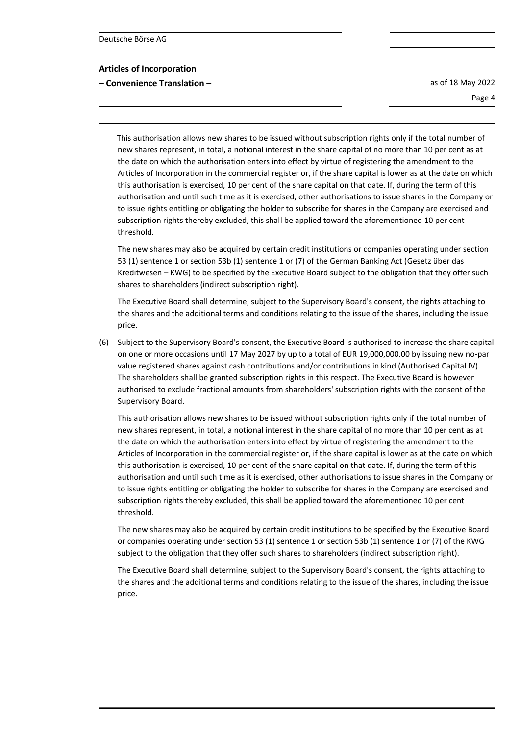This authorisation allows new shares to be issued without subscription rights only if the total number of new shares represent, in total, a notional interest in the share capital of no more than 10 per cent as at the date on which the authorisation enters into effect by virtue of registering the amendment to the Articles of Incorporation in the commercial register or, if the share capital is lower as at the date on which this authorisation is exercised, 10 per cent of the share capital on that date. If, during the term of this authorisation and until such time as it is exercised, other authorisations to issue shares in the Company or to issue rights entitling or obligating the holder to subscribe for shares in the Company are exercised and subscription rights thereby excluded, this shall be applied toward the aforementioned 10 per cent threshold.

The new shares may also be acquired by certain credit institutions or companies operating under section 53 (1) sentence 1 or section 53b (1) sentence 1 or (7) of the German Banking Act (Gesetz über das Kreditwesen – KWG) to be specified by the Executive Board subject to the obligation that they offer such shares to shareholders (indirect subscription right).

The Executive Board shall determine, subject to the Supervisory Board's consent, the rights attaching to the shares and the additional terms and conditions relating to the issue of the shares, including the issue price.

(6) Subject to the Supervisory Board's consent, the Executive Board is authorised to increase the share capital on one or more occasions until 17 May 2027 by up to a total of EUR 19,000,000.00 by issuing new no-par value registered shares against cash contributions and/or contributions in kind (Authorised Capital IV). The shareholders shall be granted subscription rights in this respect. The Executive Board is however authorised to exclude fractional amounts from shareholders' subscription rights with the consent of the Supervisory Board.

This authorisation allows new shares to be issued without subscription rights only if the total number of new shares represent, in total, a notional interest in the share capital of no more than 10 per cent as at the date on which the authorisation enters into effect by virtue of registering the amendment to the Articles of Incorporation in the commercial register or, if the share capital is lower as at the date on which this authorisation is exercised, 10 per cent of the share capital on that date. If, during the term of this authorisation and until such time as it is exercised, other authorisations to issue shares in the Company or to issue rights entitling or obligating the holder to subscribe for shares in the Company are exercised and subscription rights thereby excluded, this shall be applied toward the aforementioned 10 per cent threshold.

The new shares may also be acquired by certain credit institutions to be specified by the Executive Board or companies operating under section 53 (1) sentence 1 or section 53b (1) sentence 1 or (7) of the KWG subject to the obligation that they offer such shares to shareholders (indirect subscription right).

The Executive Board shall determine, subject to the Supervisory Board's consent, the rights attaching to the shares and the additional terms and conditions relating to the issue of the shares, including the issue price.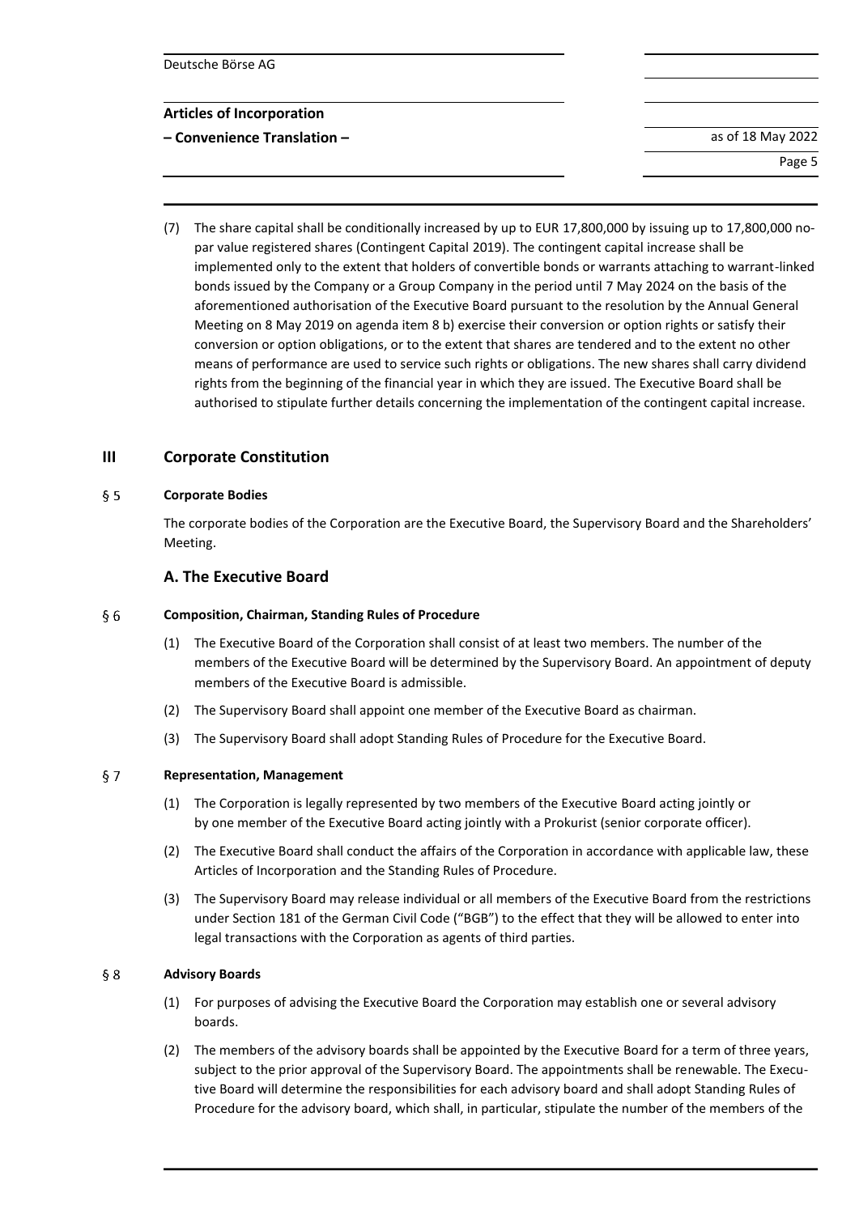(7) The share capital shall be conditionally increased by up to EUR 17,800,000 by issuing up to 17,800,000 no-par value registered shares (Contingent Capital 2019). The contingent capital increase shall be implemented only to the extent that holders of convertible bonds or warrants attaching to warrant-linked bonds issued by the Company or a Group Company in the period until 7 May 2024 on the basis of the aforementioned authorisation of the Executive Board pursuant to the resolution by the Annual General Meeting on 8 May 2019 on agenda item 8 b) exercise their conversion or option rights or satisfy their conversion or option obligations, or to the extent that shares are tendered and to the extent no other means of performance are used to service such rights or obligations. The new shares shall carry dividend rights from the beginning of the financial year in which they are issued. The Executive Board shall be authorised to stipulate further details concerning the implementation of the contingent capital increase.

# III Corporate Constitution

## § 5 Corporate Bodies

The corporate bodies of the Corporation are the Executive Board, the Supervisory Board and the Shareholders' Meeting.

## A. The Executive Board

### § 6 Composition, Chairman, Standing Rules of Procedure

(1) The Executive Board of the Corporation shall consist of at least two members. The number of the members of the Executive Board will be determined by the Supervisory Board. An appointment of deputy members of the Executive Board is admissible.

(2) The Supervisory Board shall appoint one member of the Executive Board as chairman.

(3) The Supervisory Board shall adopt Standing Rules of Procedure for the Executive Board.

### § 7 Representation, Management

(1) The Corporation is legally represented by two members of the Executive Board acting jointly or by one member of the Executive Board acting jointly with a Prokurist (senior corporate officer).

(2) The Executive Board shall conduct the affairs of the Corporation in accordance with applicable law, these Articles of Incorporation and the Standing Rules of Procedure.

(3) The Supervisory Board may release individual or all members of the Executive Board from the restrictions under Section 181 of the German Civil Code ("BGB") to the effect that they will be allowed to enter into legal transactions with the Corporation as agents of third parties.

### § 8 Advisory Boards

(1) For purposes of advising the Executive Board the Corporation may establish one or several advisory boards.

(2) The members of the advisory boards shall be appointed by the Executive Board for a term of three years, subject to the prior approval of the Supervisory Board. The appointments shall be renewable. The Executive Board will determine the responsibilities for each advisory board and shall adopt Standing Rules of Procedure for the advisory board, which shall, in particular, stipulate the number of the members of the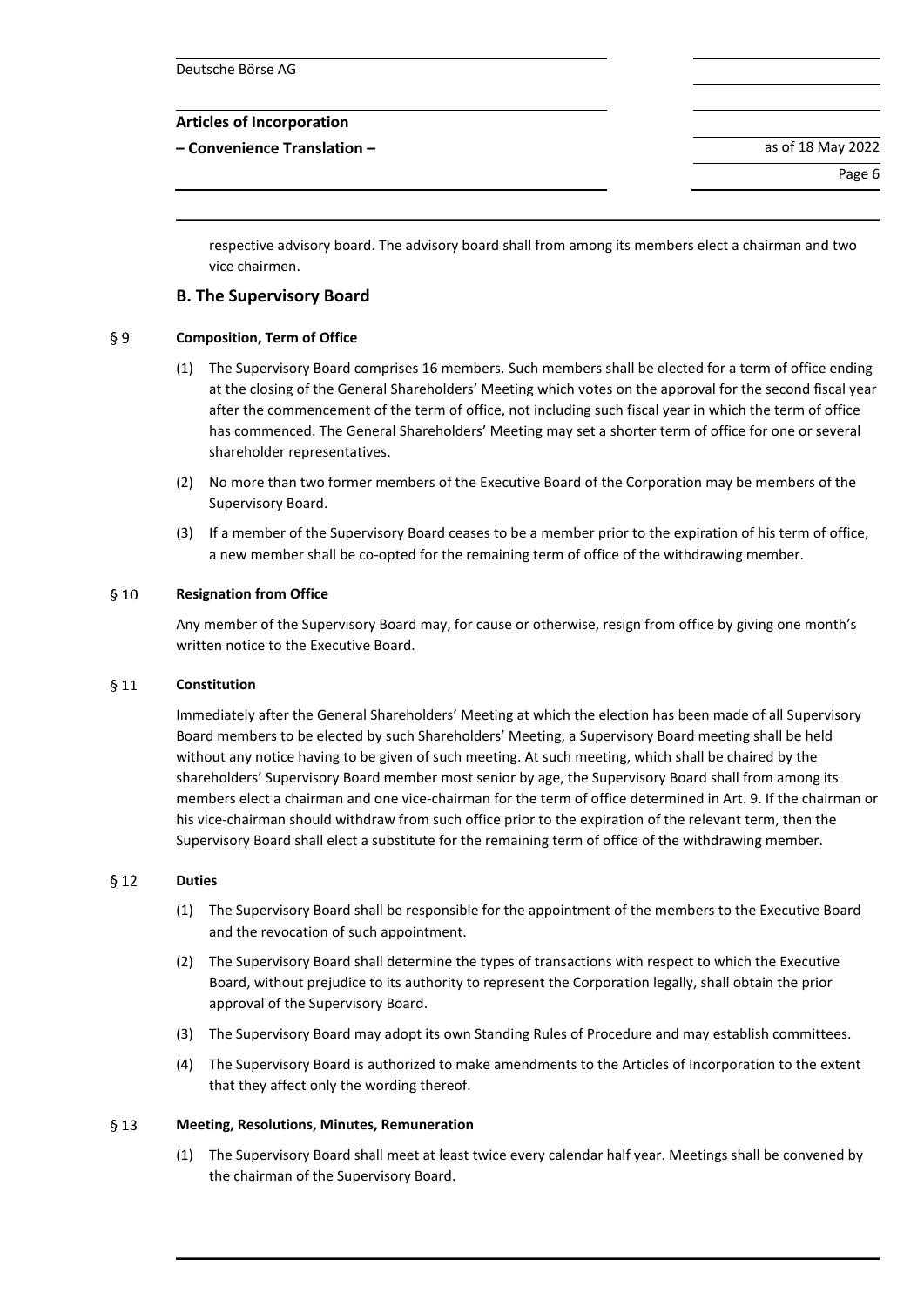respective advisory board. The advisory board shall from among its members elect a chairman and two vice chairmen.

## B. The Supervisory Board

### § 9 Composition, Term of Office

(1) The Supervisory Board comprises 16 members. Such members shall be elected for a term of office ending at the closing of the General Shareholders' Meeting which votes on the approval for the second fiscal year after the commencement of the term of office, not including such fiscal year in which the term of office has commenced. The General Shareholders' Meeting may set a shorter term of office for one or several shareholder representatives.

(2) No more than two former members of the Executive Board of the Corporation may be members of the Supervisory Board.

(3) If a member of the Supervisory Board ceases to be a member prior to the expiration of his term of office, a new member shall be co-opted for the remaining term of office of the withdrawing member.

### § 10 Resignation from Office

Any member of the Supervisory Board may, for cause or otherwise, resign from office by giving one month's written notice to the Executive Board.

### § 11 Constitution

Immediately after the General Shareholders' Meeting at which the election has been made of all Supervisory Board members to be elected by such Shareholders' Meeting, a Supervisory Board meeting shall be held without any notice having to be given of such meeting. At such meeting, which shall be chaired by the shareholders' Supervisory Board member most senior by age, the Supervisory Board shall from among its members elect a chairman and one vice-chairman for the term of office determined in Art. 9. If the chairman or his vice-chairman should withdraw from such office prior to the expiration of the relevant term, then the Supervisory Board shall elect a substitute for the remaining term of office of the withdrawing member.

### § 12 Duties

(1) The Supervisory Board shall be responsible for the appointment of the members to the Executive Board and the revocation of such appointment.

(2) The Supervisory Board shall determine the types of transactions with respect to which the Executive Board, without prejudice to its authority to represent the Corporation legally, shall obtain the prior approval of the Supervisory Board.

(3) The Supervisory Board may adopt its own Standing Rules of Procedure and may establish committees.

(4) The Supervisory Board is authorized to make amendments to the Articles of Incorporation to the extent that they affect only the wording thereof.

### § 13 Meeting, Resolutions, Minutes, Remuneration

(1) The Supervisory Board shall meet at least twice every calendar half year. Meetings shall be convened by the chairman of the Supervisory Board.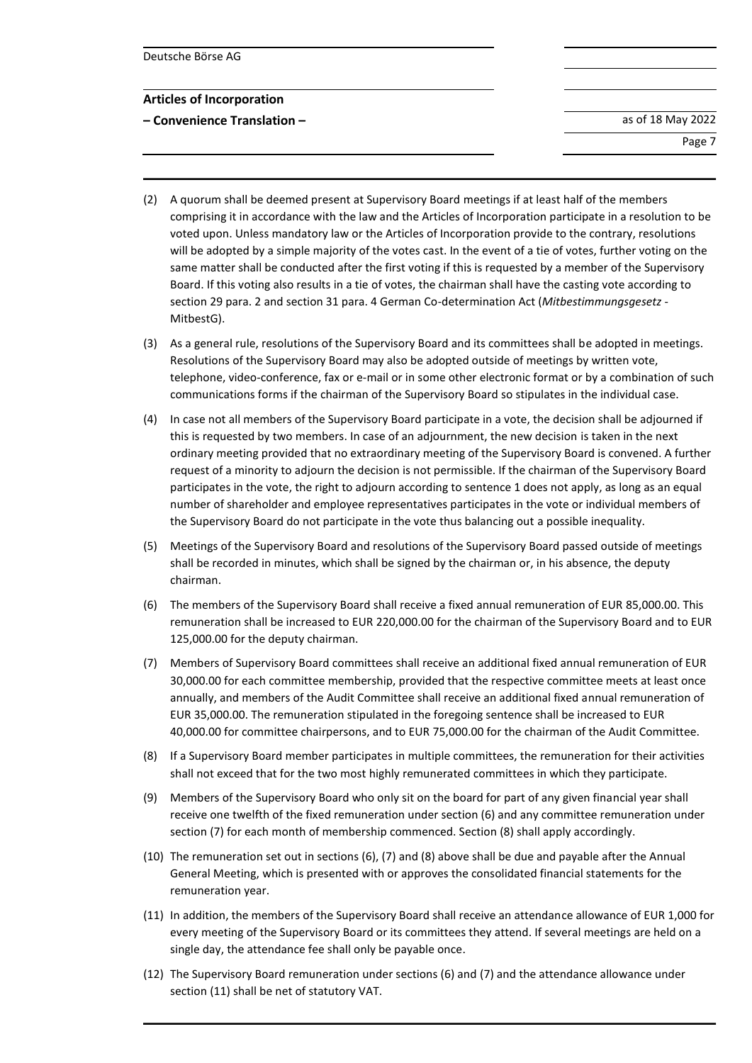(2) A quorum shall be deemed present at Supervisory Board meetings if at least half of the members comprising it in accordance with the law and the Articles of Incorporation participate in a resolution to be voted upon. Unless mandatory law or the Articles of Incorporation provide to the contrary, resolutions will be adopted by a simple majority of the votes cast. In the event of a tie of votes, further voting on the same matter shall be conducted after the first voting if this is requested by a member of the Supervisory Board. If this voting also results in a tie of votes, the chairman shall have the casting vote according to section 29 para. 2 and section 31 para. 4 German Co-determination Act (*Mitbestimmungsgesetz* - MitbestG).

(3) As a general rule, resolutions of the Supervisory Board and its committees shall be adopted in meetings. Resolutions of the Supervisory Board may also be adopted outside of meetings by written vote, telephone, video-conference, fax or e-mail or in some other electronic format or by a combination of such communications forms if the chairman of the Supervisory Board so stipulates in the individual case.

(4) In case not all members of the Supervisory Board participate in a vote, the decision shall be adjourned if this is requested by two members. In case of an adjournment, the new decision is taken in the next ordinary meeting provided that no extraordinary meeting of the Supervisory Board is convened. A further request of a minority to adjourn the decision is not permissible. If the chairman of the Supervisory Board participates in the vote, the right to adjourn according to sentence 1 does not apply, as long as an equal number of shareholder and employee representatives participates in the vote or individual members of the Supervisory Board do not participate in the vote thus balancing out a possible inequality.

(5) Meetings of the Supervisory Board and resolutions of the Supervisory Board passed outside of meetings shall be recorded in minutes, which shall be signed by the chairman or, in his absence, the deputy chairman.

(6) The members of the Supervisory Board shall receive a fixed annual remuneration of EUR 85,000.00. This remuneration shall be increased to EUR 220,000.00 for the chairman of the Supervisory Board and to EUR 125,000.00 for the deputy chairman.

(7) Members of Supervisory Board committees shall receive an additional fixed annual remuneration of EUR 30,000.00 for each committee membership, provided that the respective committee meets at least once annually, and members of the Audit Committee shall receive an additional fixed annual remuneration of EUR 35,000.00. The remuneration stipulated in the foregoing sentence shall be increased to EUR 40,000.00 for committee chairpersons, and to EUR 75,000.00 for the chairman of the Audit Committee.

(8) If a Supervisory Board member participates in multiple committees, the remuneration for their activities shall not exceed that for the two most highly remunerated committees in which they participate.

(9) Members of the Supervisory Board who only sit on the board for part of any given financial year shall receive one twelfth of the fixed remuneration under section (6) and any committee remuneration under section (7) for each month of membership commenced. Section (8) shall apply accordingly.

(10) The remuneration set out in sections (6), (7) and (8) above shall be due and payable after the Annual General Meeting, which is presented with or approves the consolidated financial statements for the remuneration year.

(11) In addition, the members of the Supervisory Board shall receive an attendance allowance of EUR 1,000 for every meeting of the Supervisory Board or its committees they attend. If several meetings are held on a single day, the attendance fee shall only be payable once.

(12) The Supervisory Board remuneration under sections (6) and (7) and the attendance allowance under section (11) shall be net of statutory VAT.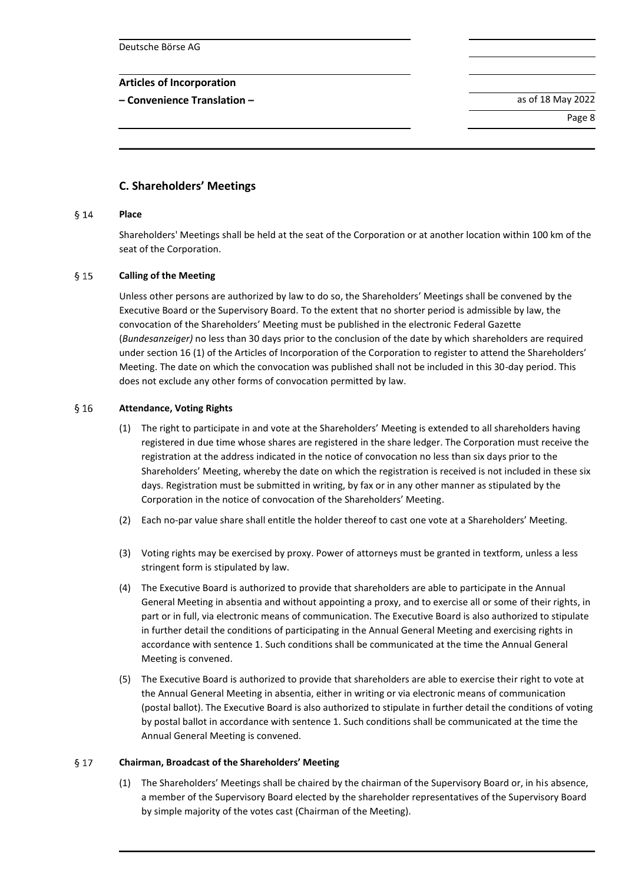## C. Shareholders' Meetings

### § 14 Place

Shareholders' Meetings shall be held at the seat of the Corporation or at another location within 100 km of the seat of the Corporation.

### § 15 Calling of the Meeting

Unless other persons are authorized by law to do so, the Shareholders' Meetings shall be convened by the Executive Board or the Supervisory Board. To the extent that no shorter period is admissible by law, the convocation of the Shareholders' Meeting must be published in the electronic Federal Gazette (*Bundesanzeiger)* no less than 30 days prior to the conclusion of the date by which shareholders are required under section 16 (1) of the Articles of Incorporation of the Corporation to register to attend the Shareholders' Meeting. The date on which the convocation was published shall not be included in this 30-day period. This does not exclude any other forms of convocation permitted by law.

### § 16 Attendance, Voting Rights

(1) The right to participate in and vote at the Shareholders' Meeting is extended to all shareholders having registered in due time whose shares are registered in the share ledger. The Corporation must receive the registration at the address indicated in the notice of convocation no less than six days prior to the Shareholders' Meeting, whereby the date on which the registration is received is not included in these six days. Registration must be submitted in writing, by fax or in any other manner as stipulated by the Corporation in the notice of convocation of the Shareholders' Meeting.

(2) Each no-par value share shall entitle the holder thereof to cast one vote at a Shareholders' Meeting.

(3) Voting rights may be exercised by proxy. Power of attorneys must be granted in textform, unless a less stringent form is stipulated by law.

(4) The Executive Board is authorized to provide that shareholders are able to participate in the Annual General Meeting in absentia and without appointing a proxy, and to exercise all or some of their rights, in part or in full, via electronic means of communication. The Executive Board is also authorized to stipulate in further detail the conditions of participating in the Annual General Meeting and exercising rights in accordance with sentence 1. Such conditions shall be communicated at the time the Annual General Meeting is convened.

(5) The Executive Board is authorized to provide that shareholders are able to exercise their right to vote at the Annual General Meeting in absentia, either in writing or via electronic means of communication (postal ballot). The Executive Board is also authorized to stipulate in further detail the conditions of voting by postal ballot in accordance with sentence 1. Such conditions shall be communicated at the time the Annual General Meeting is convened.

### § 17 Chairman, Broadcast of the Shareholders' Meeting

(1) The Shareholders' Meetings shall be chaired by the chairman of the Supervisory Board or, in his absence, a member of the Supervisory Board elected by the shareholder representatives of the Supervisory Board by simple majority of the votes cast (Chairman of the Meeting).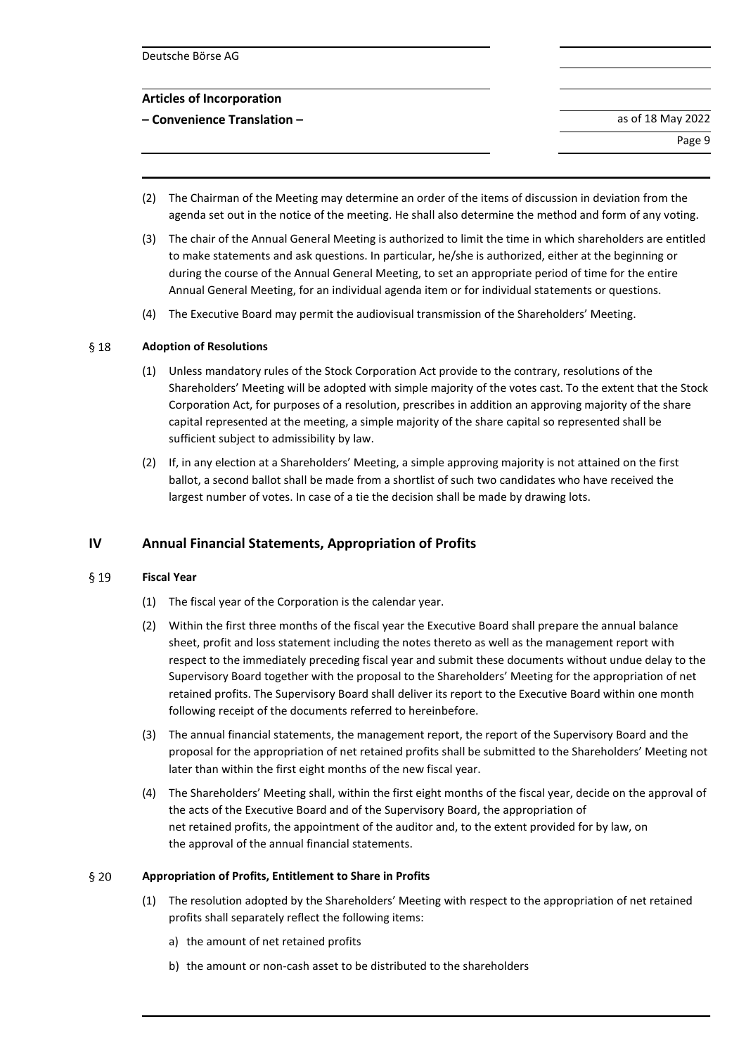(2) The Chairman of the Meeting may determine an order of the items of discussion in deviation from the agenda set out in the notice of the meeting. He shall also determine the method and form of any voting.

(3) The chair of the Annual General Meeting is authorized to limit the time in which shareholders are entitled to make statements and ask questions. In particular, he/she is authorized, either at the beginning or during the course of the Annual General Meeting, to set an appropriate period of time for the entire Annual General Meeting, for an individual agenda item or for individual statements or questions.

(4) The Executive Board may permit the audiovisual transmission of the Shareholders' Meeting.

### § 18 Adoption of Resolutions

(1) Unless mandatory rules of the Stock Corporation Act provide to the contrary, resolutions of the Shareholders' Meeting will be adopted with simple majority of the votes cast. To the extent that the Stock Corporation Act, for purposes of a resolution, prescribes in addition an approving majority of the share capital represented at the meeting, a simple majority of the share capital so represented shall be sufficient subject to admissibility by law.

(2) If, in any election at a Shareholders' Meeting, a simple approving majority is not attained on the first ballot, a second ballot shall be made from a shortlist of such two candidates who have received the largest number of votes. In case of a tie the decision shall be made by drawing lots.

## IV Annual Financial Statements, Appropriation of Profits

### § 19 Fiscal Year

(1) The fiscal year of the Corporation is the calendar year.

(2) Within the first three months of the fiscal year the Executive Board shall prepare the annual balance sheet, profit and loss statement including the notes thereto as well as the management report with respect to the immediately preceding fiscal year and submit these documents without undue delay to the Supervisory Board together with the proposal to the Shareholders' Meeting for the appropriation of net retained profits. The Supervisory Board shall deliver its report to the Executive Board within one month following receipt of the documents referred to hereinbefore.

(3) The annual financial statements, the management report, the report of the Supervisory Board and the proposal for the appropriation of net retained profits shall be submitted to the Shareholders' Meeting not later than within the first eight months of the new fiscal year.

(4) The Shareholders' Meeting shall, within the first eight months of the fiscal year, decide on the approval of the acts of the Executive Board and of the Supervisory Board, the appropriation of net retained profits, the appointment of the auditor and, to the extent provided for by law, on the approval of the annual financial statements.

### § 20 Appropriation of Profits, Entitlement to Share in Profits

(1) The resolution adopted by the Shareholders' Meeting with respect to the appropriation of net retained profits shall separately reflect the following items:

a) the amount of net retained profits

b) the amount or non-cash asset to be distributed to the shareholders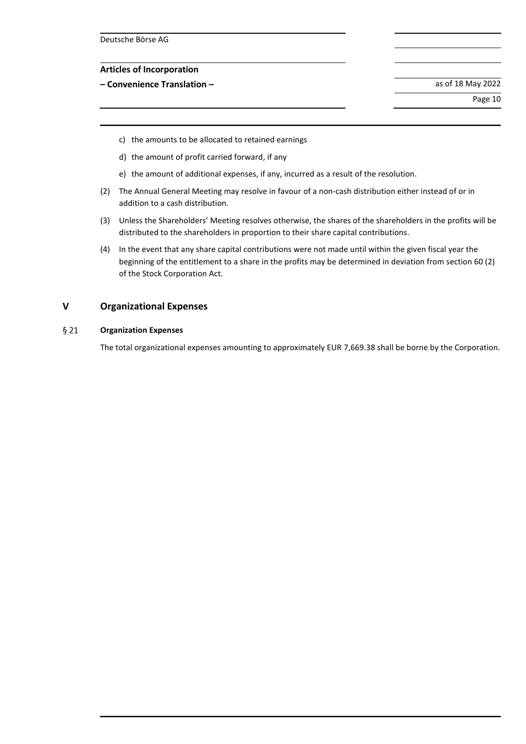c) the amounts to be allocated to retained earnings

d) the amount of profit carried forward, if any

e) the amount of additional expenses, if any, incurred as a result of the resolution.

(2) The Annual General Meeting may resolve in favour of a non-cash distribution either instead of or in addition to a cash distribution.

(3) Unless the Shareholders' Meeting resolves otherwise, the shares of the shareholders in the profits will be distributed to the shareholders in proportion to their share capital contributions.

(4) In the event that any share capital contributions were not made until within the given fiscal year the beginning of the entitlement to a share in the profits may be determined in deviation from section 60 (2) of the Stock Corporation Act.

## V Organizational Expenses

### § 21 Organization Expenses

The total organizational expenses amounting to approximately EUR 7,669.38 shall be borne by the Corporation.